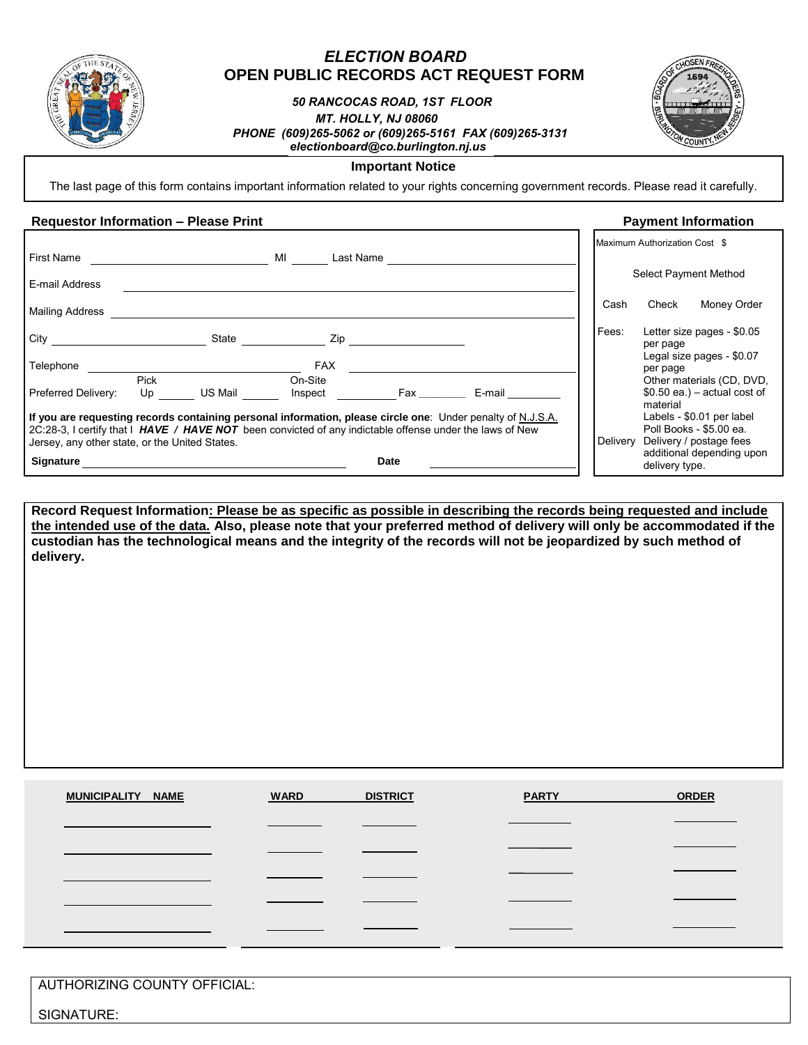# *ELECTION BOARD*
# OPEN PUBLIC RECORDS ACT REQUEST FORM

***50 RANCOCAS ROAD, 1ST FLOOR***
***MT. HOLLY, NJ 08060***
***PHONE (609)265-5062 or (609)265-5161 FAX (609)265-3131***
***electionboard@co.burlington.nj.us***

**Important Notice**

The last page of this form contains important information related to your rights concerning government records. Please read it carefully.

## Requestor Information – Please Print

First Name ______________________ MI ______ Last Name ______________________

E-mail Address ______________________________________________

Mailing Address ______________________________________________

City ______________________ State ____________ Zip __________________

Telephone ____________________________ FAX ____________________________

Preferred Delivery: Pick Up ______ US Mail ______ On-Site Inspect __________ Fax ________ E-mail ________

**If you are requesting records containing personal information, please circle one**: Under penalty of N.J.S.A. 2C:28-3, I certify that I ***HAVE / HAVE NOT*** been convicted of any indictable offense under the laws of New Jersey, any other state, or the United States.

**Signature** ______________________________ **Date** ______________

## Payment Information

Maximum Authorization Cost $

Select Payment Method

Cash Check Money Order

Fees:
- Letter size pages - $0.05 per page
- Legal size pages - $0.07 per page
- Other materials (CD, DVD, $0.50 ea.) – actual cost of material
- Labels - $0.01 per label
- Poll Books - $5.00 ea.

Delivery: Delivery / postage fees additional depending upon delivery type.

**Record Request Information: Please be as specific as possible in describing the records being requested and include the intended use of the data. Also, please note that your preferred method of delivery will only be accommodated if the custodian has the technological means and the integrity of the records will not be jeopardized by such method of delivery.**

| MUNICIPALITY NAME | WARD | DISTRICT | PARTY | ORDER |
|---|---|---|---|---|
| | | | | |
| | | | | |
| | | | | |
| | | | | |
| | | | | |

AUTHORIZING COUNTY OFFICIAL:

SIGNATURE: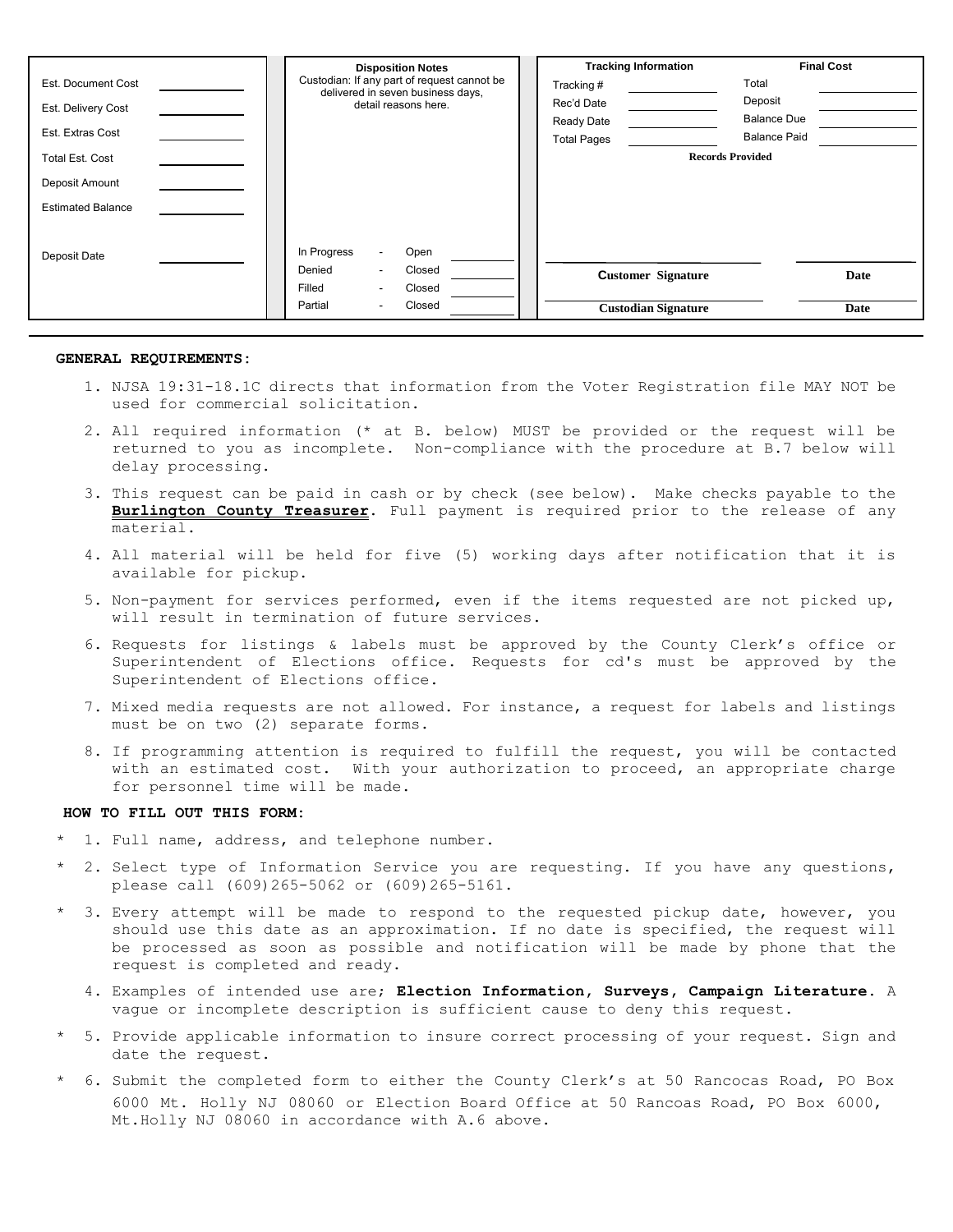| Est. Document Cost | |
|---|---|
| Est. Delivery Cost | |
| Est. Extras Cost | |
| Total Est. Cost | |
| Deposit Amount | |
| Estimated Balance | |
| Deposit Date | |

**Disposition Notes**

Custodian: If any part of request cannot be delivered in seven business days, detail reasons here.

| | | | |
|---|---|---|---|
| In Progress | - | Open | |
| Denied | - | Closed | |
| Filled | - | Closed | |
| Partial | - | Closed | |

| Tracking Information | | Final Cost | |
|---|---|---|---|
| Tracking # | | Total | |
| Rec'd Date | | Deposit | |
| Ready Date | | Balance Due | |
| Total Pages | | Balance Paid | |

**Records Provided**

**Customer Signature** **Date**

**Custodian Signature** **Date**

---

**GENERAL REQUIREMENTS:**

1. NJSA 19:31-18.1C directs that information from the Voter Registration file MAY NOT be used for commercial solicitation.
2. All required information (* at B. below) MUST be provided or the request will be returned to you as incomplete. Non-compliance with the procedure at B.7 below will delay processing.
3. This request can be paid in cash or by check (see below). Make checks payable to the **Burlington County Treasurer**. Full payment is required prior to the release of any material.
4. All material will be held for five (5) working days after notification that it is available for pickup.
5. Non-payment for services performed, even if the items requested are not picked up, will result in termination of future services.
6. Requests for listings & labels must be approved by the County Clerk's office or Superintendent of Elections office. Requests for cd's must be approved by the Superintendent of Elections office.
7. Mixed media requests are not allowed. For instance, a request for labels and listings must be on two (2) separate forms.
8. If programming attention is required to fulfill the request, you will be contacted with an estimated cost. With your authorization to proceed, an appropriate charge for personnel time will be made.

**HOW TO FILL OUT THIS FORM:**

\* 1. Full name, address, and telephone number.

\* 2. Select type of Information Service you are requesting. If you have any questions, please call (609)265-5062 or (609)265-5161.

\* 3. Every attempt will be made to respond to the requested pickup date, however, you should use this date as an approximation. If no date is specified, the request will be processed as soon as possible and notification will be made by phone that the request is completed and ready.

4. Examples of intended use are; **Election Information, Surveys, Campaign Literature.** A vague or incomplete description is sufficient cause to deny this request.

\* 5. Provide applicable information to insure correct processing of your request. Sign and date the request.

\* 6. Submit the completed form to either the County Clerk's at 50 Rancocas Road, PO Box 6000 Mt. Holly NJ 08060 or Election Board Office at 50 Rancoas Road, PO Box 6000, Mt.Holly NJ 08060 in accordance with A.6 above.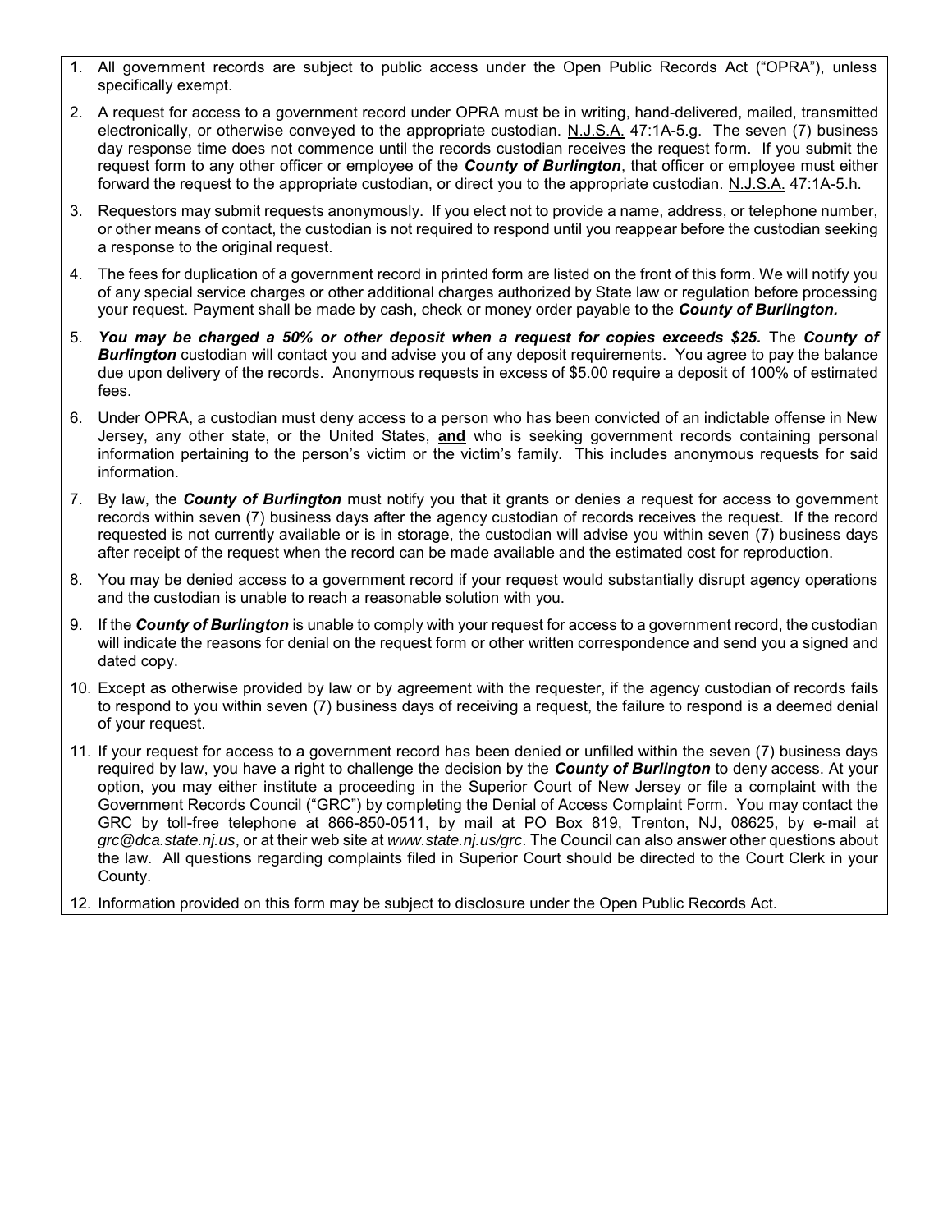1. All government records are subject to public access under the Open Public Records Act ("OPRA"), unless specifically exempt.

2. A request for access to a government record under OPRA must be in writing, hand-delivered, mailed, transmitted electronically, or otherwise conveyed to the appropriate custodian. N.J.S.A. 47:1A-5.g. The seven (7) business day response time does not commence until the records custodian receives the request form. If you submit the request form to any other officer or employee of the ***County of Burlington***, that officer or employee must either forward the request to the appropriate custodian, or direct you to the appropriate custodian. N.J.S.A. 47:1A-5.h.

3. Requestors may submit requests anonymously. If you elect not to provide a name, address, or telephone number, or other means of contact, the custodian is not required to respond until you reappear before the custodian seeking a response to the original request.

4. The fees for duplication of a government record in printed form are listed on the front of this form. We will notify you of any special service charges or other additional charges authorized by State law or regulation before processing your request. Payment shall be made by cash, check or money order payable to the ***County of Burlington.***

5. ***You may be charged a 50% or other deposit when a request for copies exceeds $25.*** The ***County of Burlington*** custodian will contact you and advise you of any deposit requirements. You agree to pay the balance due upon delivery of the records. Anonymous requests in excess of $5.00 require a deposit of 100% of estimated fees.

6. Under OPRA, a custodian must deny access to a person who has been convicted of an indictable offense in New Jersey, any other state, or the United States, **and** who is seeking government records containing personal information pertaining to the person's victim or the victim's family. This includes anonymous requests for said information.

7. By law, the ***County of Burlington*** must notify you that it grants or denies a request for access to government records within seven (7) business days after the agency custodian of records receives the request. If the record requested is not currently available or is in storage, the custodian will advise you within seven (7) business days after receipt of the request when the record can be made available and the estimated cost for reproduction.

8. You may be denied access to a government record if your request would substantially disrupt agency operations and the custodian is unable to reach a reasonable solution with you.

9. If the ***County of Burlington*** is unable to comply with your request for access to a government record, the custodian will indicate the reasons for denial on the request form or other written correspondence and send you a signed and dated copy.

10. Except as otherwise provided by law or by agreement with the requester, if the agency custodian of records fails to respond to you within seven (7) business days of receiving a request, the failure to respond is a deemed denial of your request.

11. If your request for access to a government record has been denied or unfilled within the seven (7) business days required by law, you have a right to challenge the decision by the ***County of Burlington*** to deny access. At your option, you may either institute a proceeding in the Superior Court of New Jersey or file a complaint with the Government Records Council ("GRC") by completing the Denial of Access Complaint Form. You may contact the GRC by toll-free telephone at 866-850-0511, by mail at PO Box 819, Trenton, NJ, 08625, by e-mail at *grc@dca.state.nj.us*, or at their web site at *www.state.nj.us/grc*. The Council can also answer other questions about the law. All questions regarding complaints filed in Superior Court should be directed to the Court Clerk in your County.

12. Information provided on this form may be subject to disclosure under the Open Public Records Act.